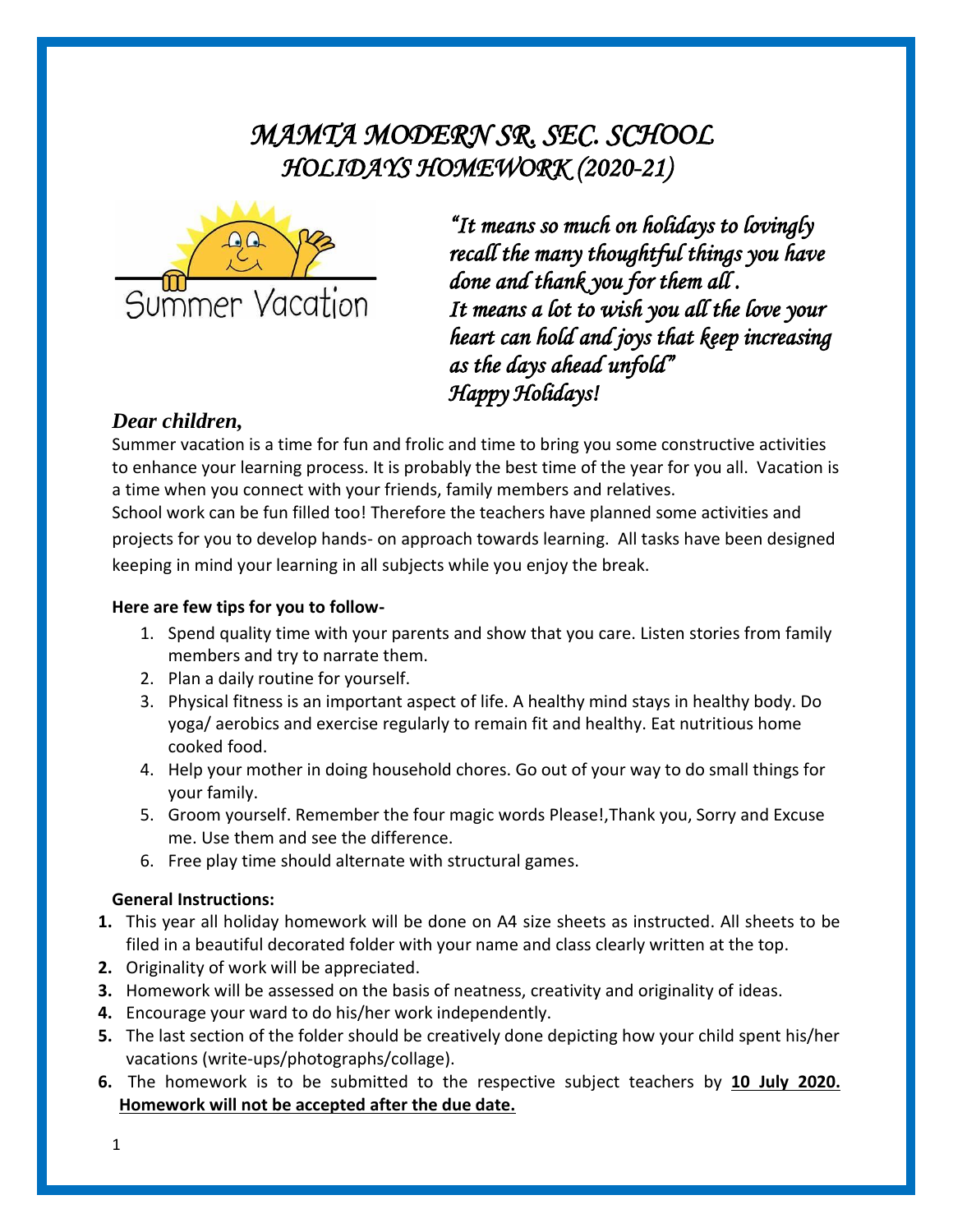# *MAMTA MODERN SR. SEC. SCHOOL*
## *HOLIDAYS HOMEWORK (2020-21)*

Summer Vacation

*"It means so much on holidays to lovingly recall the many thoughtful things you have done and thank you for them all .*
*It means a lot to wish you all the love your heart can hold and joys that keep increasing as the days ahead unfold"*
*Happy Holidays!*

***Dear children,***

Summer vacation is a time for fun and frolic and time to bring you some constructive activities to enhance your learning process. It is probably the best time of the year for you all. Vacation is a time when you connect with your friends, family members and relatives.
School work can be fun filled too! Therefore the teachers have planned some activities and projects for you to develop hands- on approach towards learning. All tasks have been designed keeping in mind your learning in all subjects while you enjoy the break.

**Here are few tips for you to follow-**

1. Spend quality time with your parents and show that you care. Listen stories from family members and try to narrate them.
2. Plan a daily routine for yourself.
3. Physical fitness is an important aspect of life. A healthy mind stays in healthy body. Do yoga/ aerobics and exercise regularly to remain fit and healthy. Eat nutritious home cooked food.
4. Help your mother in doing household chores. Go out of your way to do small things for your family.
5. Groom yourself. Remember the four magic words Please!,Thank you, Sorry and Excuse me. Use them and see the difference.
6. Free play time should alternate with structural games.

**General Instructions:**

1. This year all holiday homework will be done on A4 size sheets as instructed. All sheets to be filed in a beautiful decorated folder with your name and class clearly written at the top.
2. Originality of work will be appreciated.
3. Homework will be assessed on the basis of neatness, creativity and originality of ideas.
4. Encourage your ward to do his/her work independently.
5. The last section of the folder should be creatively done depicting how your child spent his/her vacations (write-ups/photographs/collage).
6. The homework is to be submitted to the respective subject teachers by **10 July 2020. Homework will not be accepted after the due date.**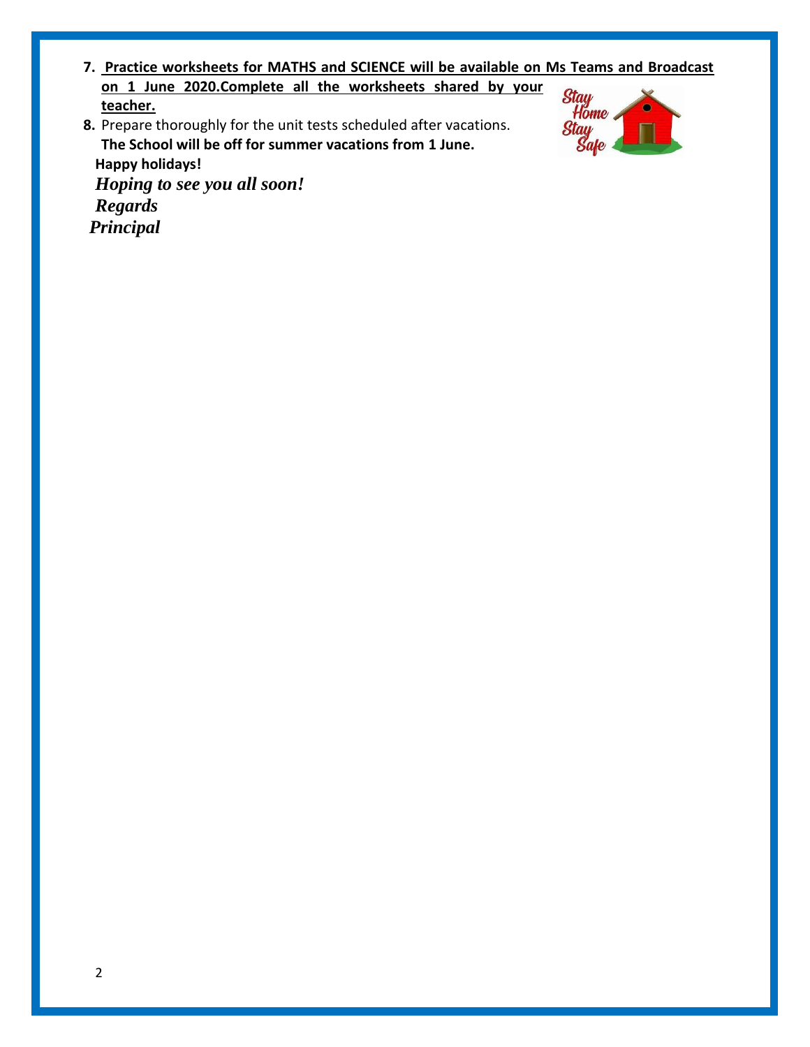7. **<u>Practice worksheets for MATHS and SCIENCE will be available on Ms Teams and Broadcast on 1 June 2020.Complete all the worksheets shared by your teacher.</u>**
8. Prepare thoroughly for the unit tests scheduled after vacations.

**The School will be off for summer vacations from 1 June.**

**Happy holidays!**

***Hoping to see you all soon!***

***Regards***

***Principal***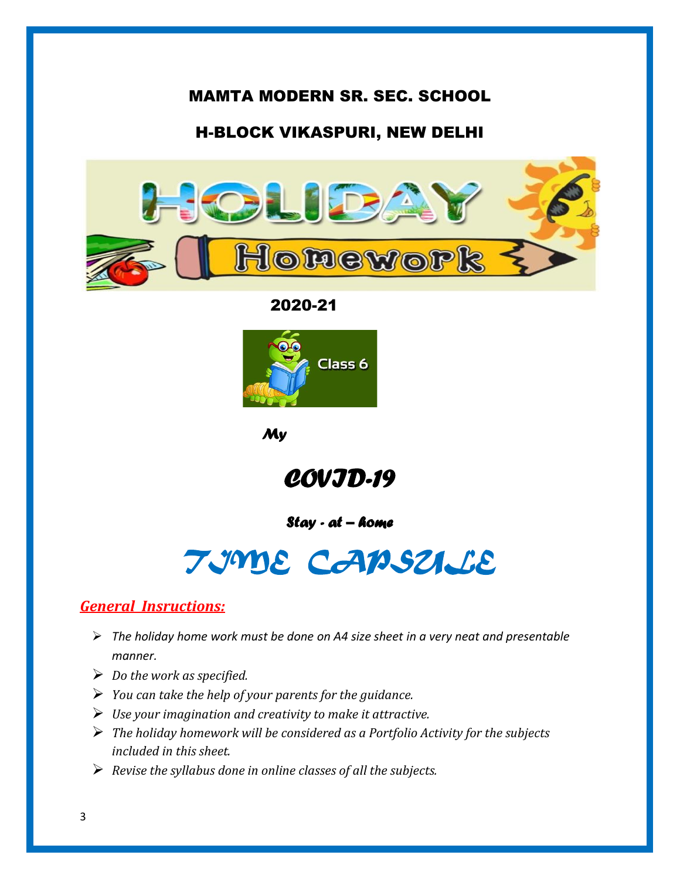# MAMTA MODERN SR. SEC. SCHOOL

## H-BLOCK VIKASPURI, NEW DELHI

HOLIDAY Homework

2020-21

Class 6

*My*

# *COVID-19*

*Stay - at – home*

# *TIME CAPSULE*

## *General Insructions:*

- *The holiday home work must be done on A4 size sheet in a very neat and presentable manner.*
- *Do the work as specified.*
- *You can take the help of your parents for the guidance.*
- *Use your imagination and creativity to make it attractive.*
- *The holiday homework will be considered as a Portfolio Activity for the subjects included in this sheet.*
- *Revise the syllabus done in online classes of all the subjects.*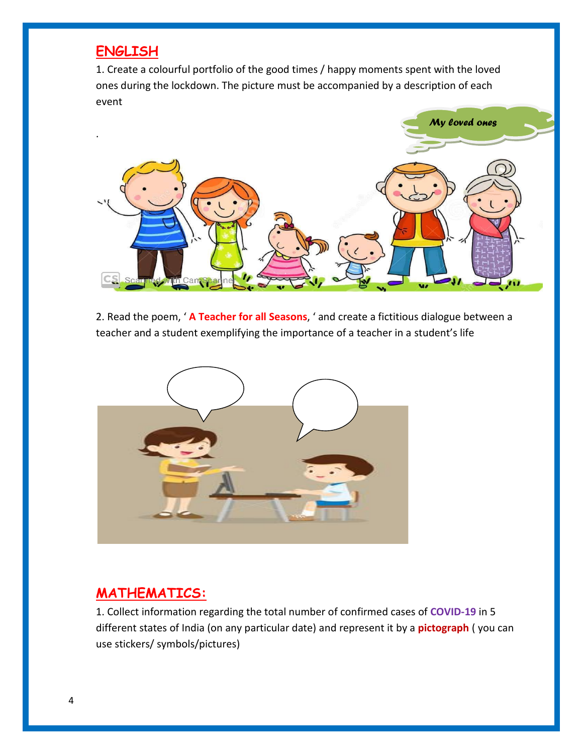## ENGLISH

1. Create a colourful portfolio of the good times / happy moments spent with the loved ones during the lockdown. The picture must be accompanied by a description of each event

.

2. Read the poem, ' **A Teacher for all Seasons**, ' and create a fictitious dialogue between a teacher and a student exemplifying the importance of a teacher in a student's life

## MATHEMATICS:

1. Collect information regarding the total number of confirmed cases of **COVID-19** in 5 different states of India (on any particular date) and represent it by a **pictograph** ( you can use stickers/ symbols/pictures)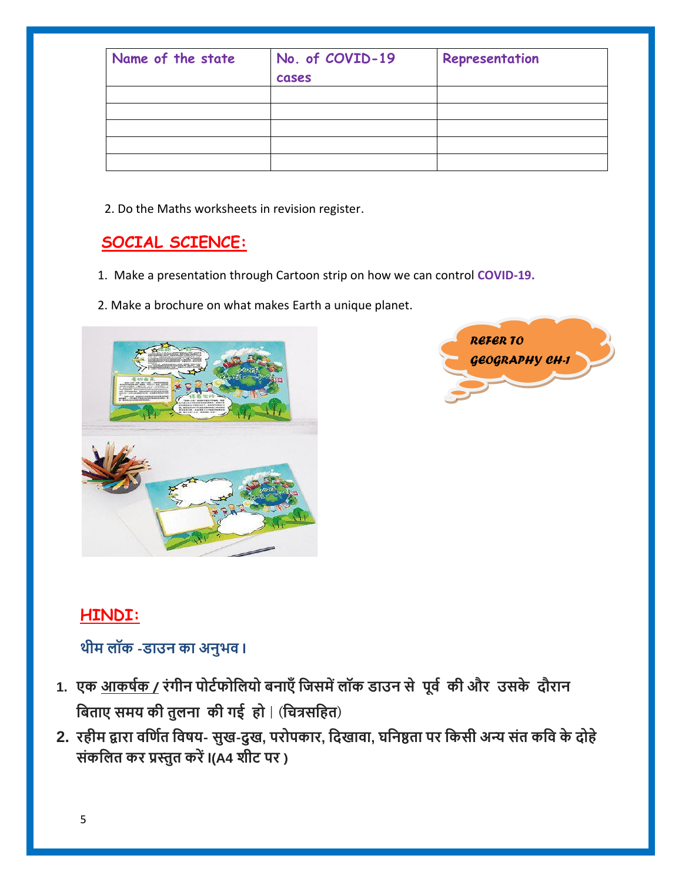| Name of the state | No. of COVID-19 cases | Representation |
|---|---|---|
| | | |
| | | |
| | | |
| | | |
| | | |

2. Do the Maths worksheets in revision register.

## SOCIAL SCIENCE:

1. Make a presentation through Cartoon strip on how we can control **COVID-19.**

2. Make a brochure on what makes Earth a unique planet.

*REFER TO GEOGRAPHY CH-1*

## HINDI:

**थीम लॉक -डाउन का अनुभव।**

1. **एक आकर्षक / रंगीन पोर्टफोलियो बनाएँ जिसमें लॉक डाउन से पूर्व की और उसके दौरान बिताए समय की तुलना की गई हो। (चित्रसहित)**
2. **रहीम द्वारा वर्णित विषय- सुख-दुख, परोपकार, दिखावा, घनिष्ठता पर किसी अन्य संत कवि के दोहे संकलित कर प्रस्तुत करें।(A4 शीट पर )**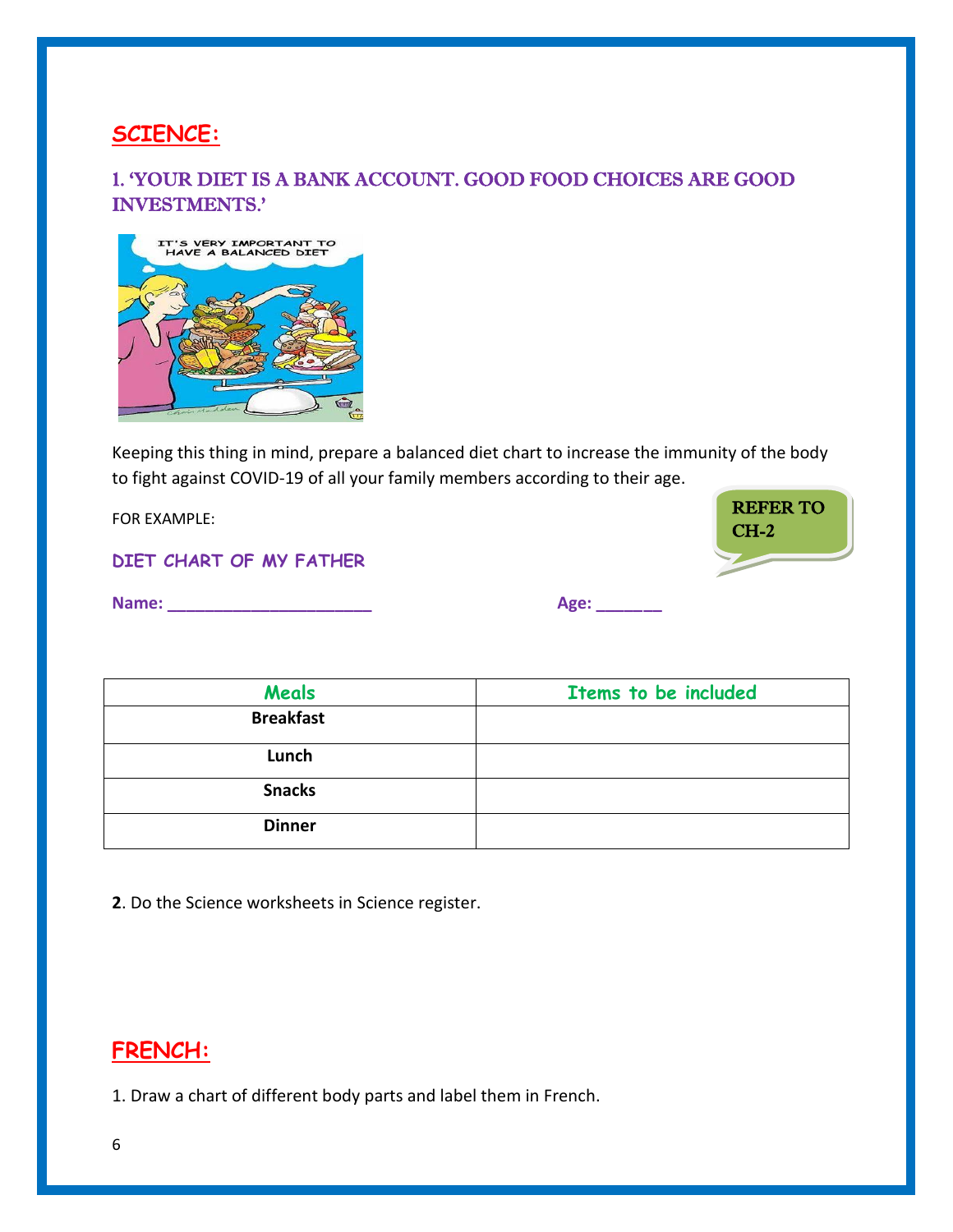## SCIENCE:

### 1. 'YOUR DIET IS A BANK ACCOUNT. GOOD FOOD CHOICES ARE GOOD INVESTMENTS.'

Keeping this thing in mind, prepare a balanced diet chart to increase the immunity of the body to fight against COVID-19 of all your family members according to their age.

FOR EXAMPLE:

REFER TO CH-2

**DIET CHART OF MY FATHER**

**Name: ______________________** **Age: _______**

| Meals | Items to be included |
|---|---|
| **Breakfast** | |
| **Lunch** | |
| **Snacks** | |
| **Dinner** | |

**2**. Do the Science worksheets in Science register.

## FRENCH:

1. Draw a chart of different body parts and label them in French.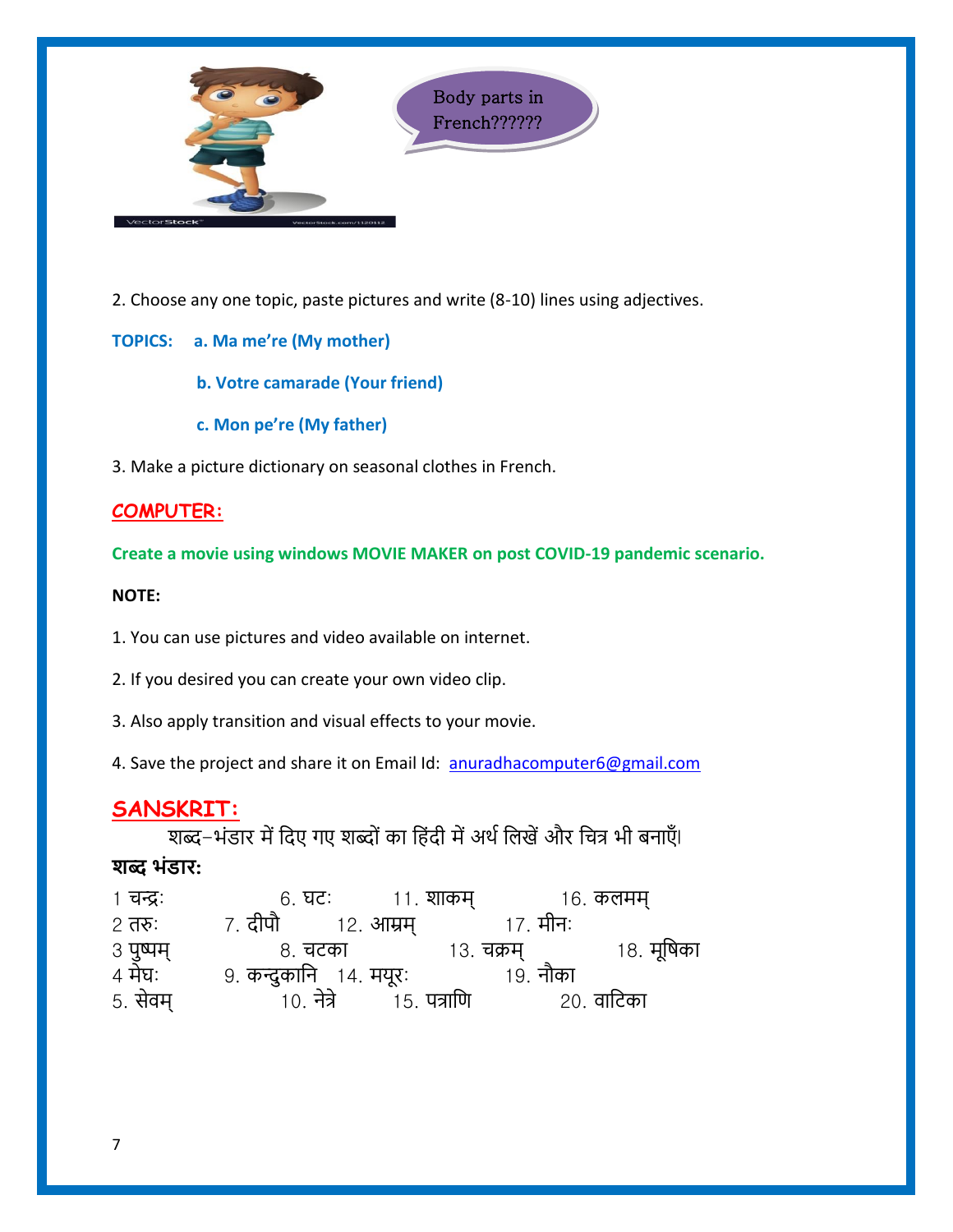Body parts in French??????

2. Choose any one topic, paste pictures and write (8-10) lines using adjectives.

**TOPICS: a. Ma me're (My mother)**

**b. Votre camarade (Your friend)**

**c. Mon pe're (My father)**

3. Make a picture dictionary on seasonal clothes in French.

## COMPUTER:

**Create a movie using windows MOVIE MAKER on post COVID-19 pandemic scenario.**

**NOTE:**

1. You can use pictures and video available on internet.

2. If you desired you can create your own video clip.

3. Also apply transition and visual effects to your movie.

4. Save the project and share it on Email Id: anuradhacomputer6@gmail.com

## SANSKRIT:

शब्द-भंडार में दिए गए शब्दों का हिंदी में अर्थ लिखें और चित्र भी बनाएँ।

**शब्द भंडार:**

1 चन्द्रः 6. घटः 11. शाकम् 16. कलमम्
2 तरुः 7. दीपौ 12. आम्रम् 17. मीनः
3 पुष्पम् 8. चटका 13. चक्रम् 18. मूषिका
4 मेघः 9. कन्दुकानि 14. मयूरः 19. नौका
5. सेवम् 10. नेत्रे 15. पत्राणि 20. वाटिका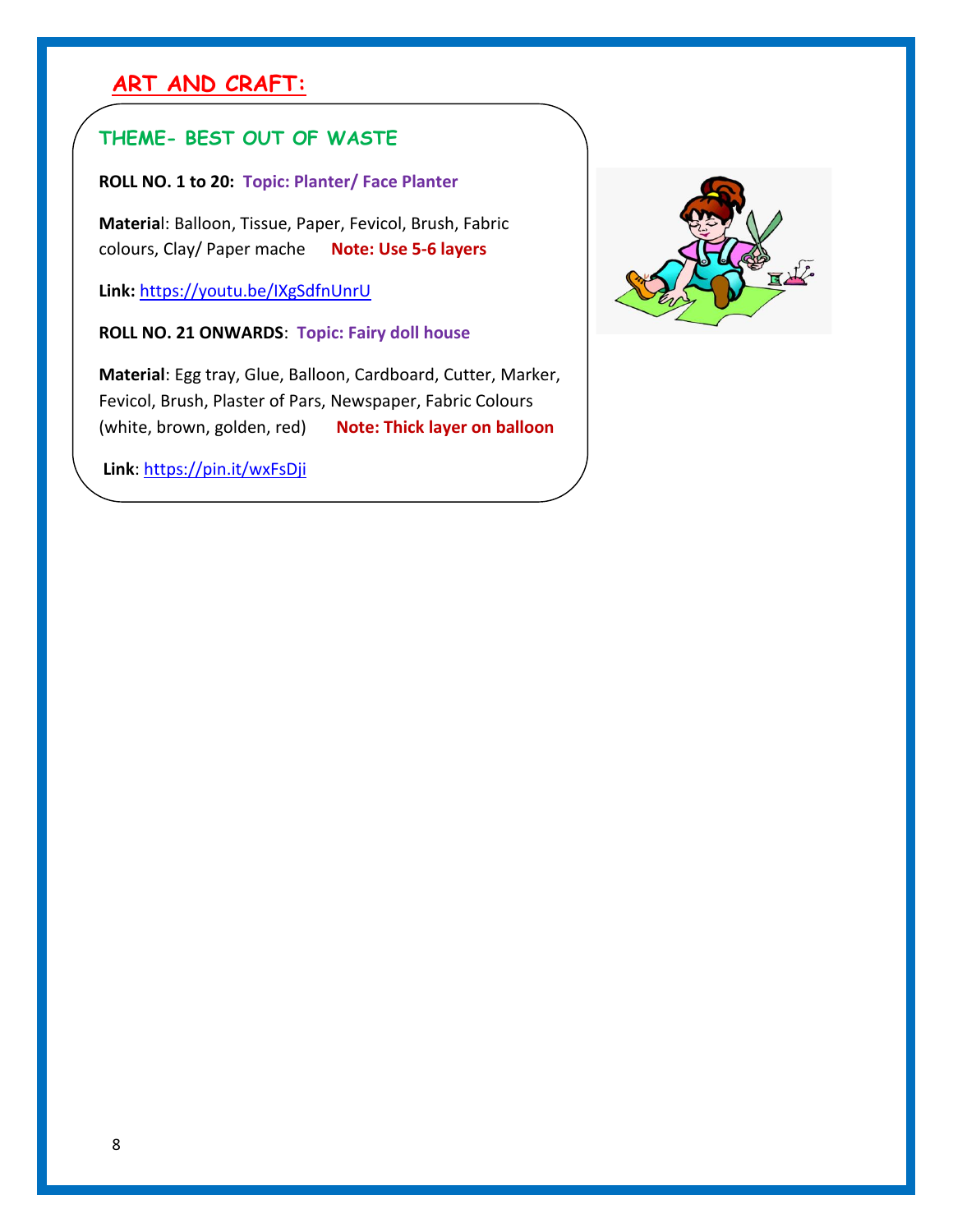## ART AND CRAFT:

### THEME- BEST OUT OF WASTE

**ROLL NO. 1 to 20:** **Topic: Planter/ Face Planter**

**Material**: Balloon, Tissue, Paper, Fevicol, Brush, Fabric colours, Clay/ Paper mache **Note: Use 5-6 layers**

**Link:** https://youtu.be/IXgSdfnUnrU

**ROLL NO. 21 ONWARDS**: **Topic: Fairy doll house**

**Material**: Egg tray, Glue, Balloon, Cardboard, Cutter, Marker, Fevicol, Brush, Plaster of Pars, Newspaper, Fabric Colours (white, brown, golden, red) **Note: Thick layer on balloon**

**Link**: https://pin.it/wxFsDji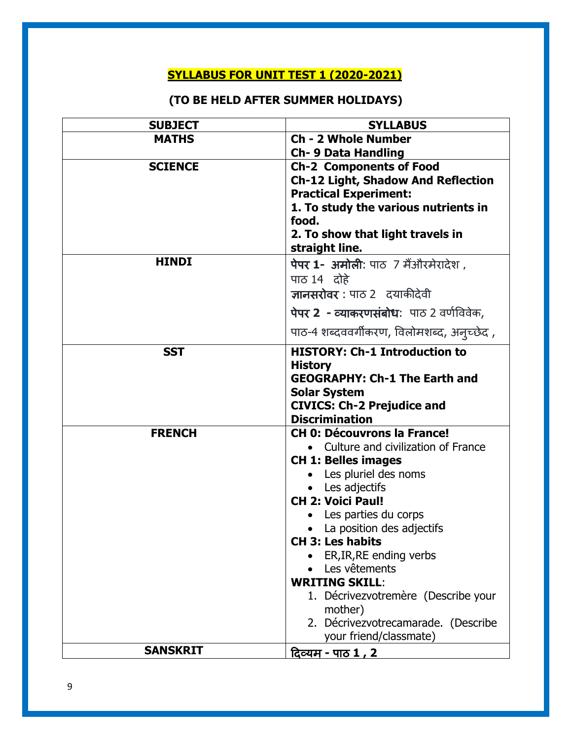## SYLLABUS FOR UNIT TEST 1 (2020-2021)

### (TO BE HELD AFTER SUMMER HOLIDAYS)

| SUBJECT | SYLLABUS |
|---|---|
| **MATHS** | **Ch - 2 Whole Number**<br>**Ch- 9 Data Handling** |
| **SCIENCE** | **Ch-2 Components of Food**<br>**Ch-12 Light, Shadow And Reflection**<br>**Practical Experiment:**<br>**1. To study the various nutrients in food.**<br>**2. To show that light travels in straight line.** |
| **HINDI** | **पेपर 1- अमोली**: पाठ 7 मैंऔरमेरादेश ,<br>पाठ 14 दोहे<br>**ज्ञानसरोवर** : पाठ 2 दयाकीदेवी<br>**पेपर 2 - व्याकरणसंबोध**: पाठ 2 वर्णविवेक,<br>पाठ-4 शब्दववर्गीकरण, विलोमशब्द, अनुच्छेद , |
| **SST** | **HISTORY: Ch-1 Introduction to History**<br>**GEOGRAPHY: Ch-1 The Earth and Solar System**<br>**CIVICS: Ch-2 Prejudice and Discrimination** |
| **FRENCH** | **CH 0: Découvrons la France!**<br>• Culture and civilization of France<br>**CH 1: Belles images**<br>• Les pluriel des noms<br>• Les adjectifs<br>**CH 2: Voici Paul!**<br>• Les parties du corps<br>• La position des adjectifs<br>**CH 3: Les habits**<br>• ER,IR,RE ending verbs<br>• Les vêtements<br>**WRITING SKILL**:<br>1. Décrivezvotremère (Describe your mother)<br>2. Décrivezvotrecamarade. (Describe your friend/classmate) |
| **SANSKRIT** | **दिव्यम - पाठ 1 , 2** |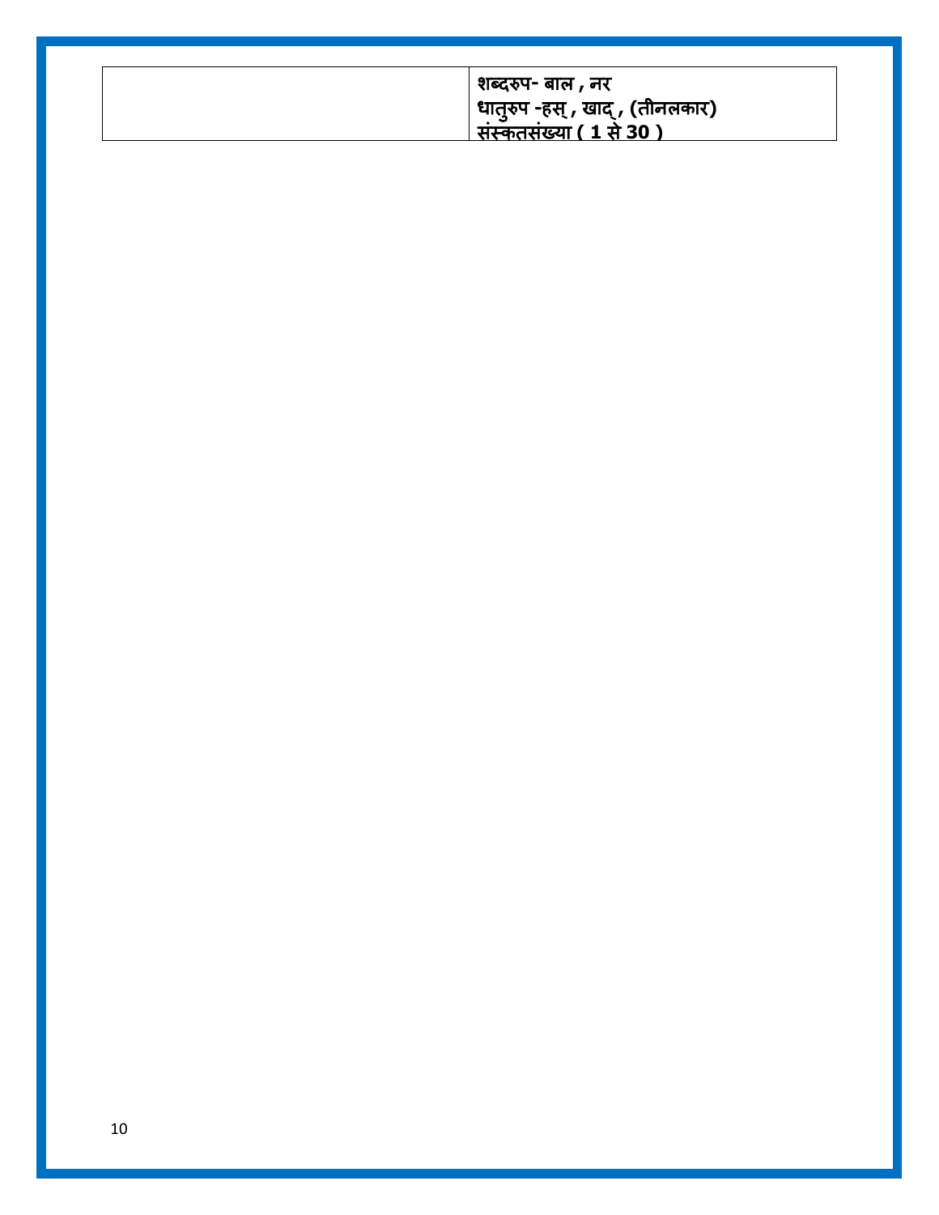| | |
|---|---|
| | **शब्दरुप- बाल , नर**<br>**धातुरुप -हस् , खाद् , (तीनलकार)**<br>**संस्कृतसंख्या ( 1 से 30 )** |